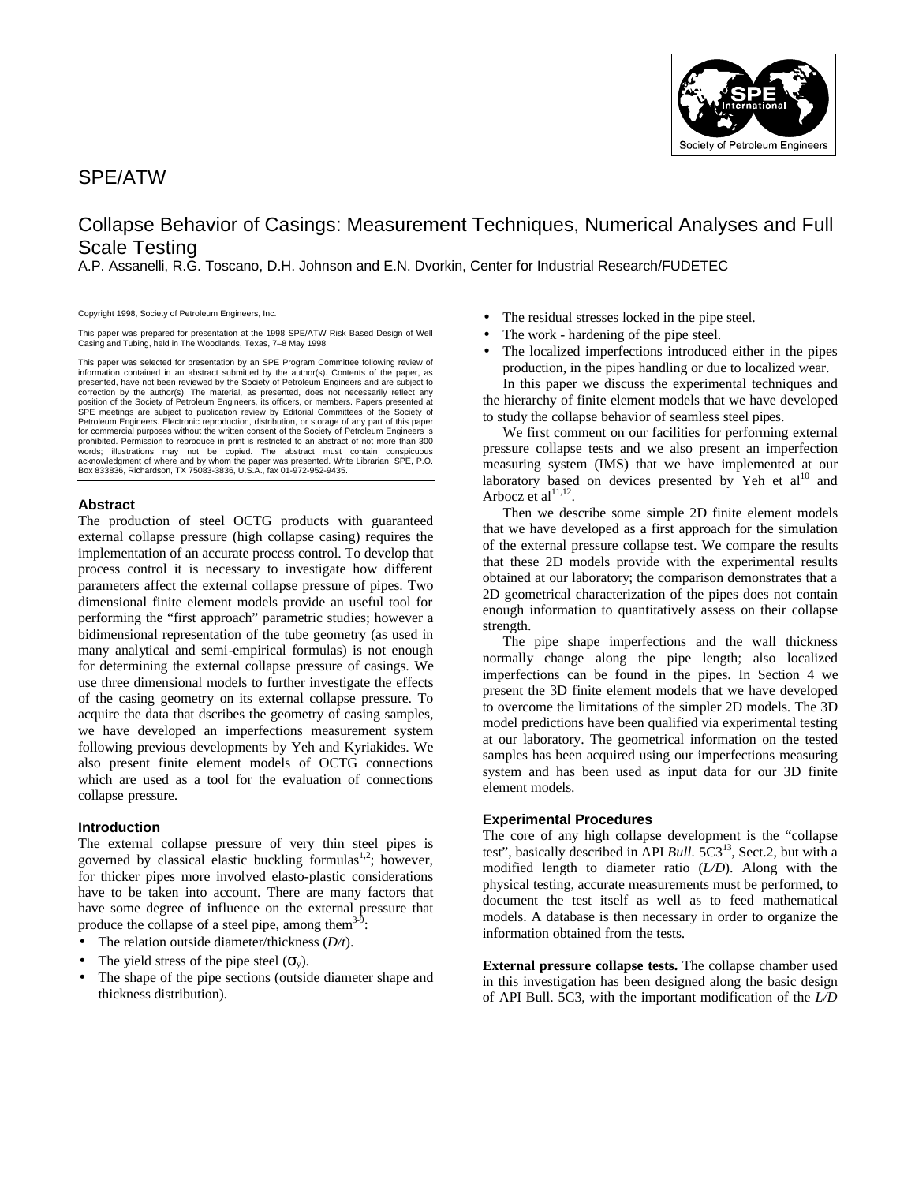SPE/ATW

# Collapse Behavior of Casings: Measurement Techniques, Numerical Analyses and Full Scale Testing

A.P. Assanelli, R.G. Toscano, D.H. Johnson and E.N. Dvorkin, Center for Industrial Research/FUDETEC

Copyright 1998, Society of Petroleum Engineers, Inc.

This paper was prepared for presentation at the 1998 SPE/ATW Risk Based Design of Well Casing and Tubing, held in The Woodlands, Texas, 7–8 May 1998.

This paper was selected for presentation by an SPE Program Committee following review of information contained in an abstract submitted by the author(s). Contents of the paper, as presented, have not been reviewed by the Society of Petroleum Engineers and are subject to correction by the author(s). The material, as presented, does not necessarily reflect any position of the Society of Petroleum Engineers, its officers, or members. Papers presented at SPE meetings are subject to publication review by Editorial Committees of the Society of Petroleum Engineers. Electronic reproduction, distribution, or storage of any part of this paper for commercial purposes without the written consent of the Society of Petroleum Engineers is prohibited. Permission to reproduce in print is restricted to an abstract of not more than 300 words; illustrations may not be copied. The abstract must contain conspicuous acknowledgment of where and by whom the paper was presented. Write Librarian, SPE, P.O. Box 833836, Richardson, TX 75083-3836, U.S.A., fax 01-972-952-9435.

## Abstract

The production of steel OCTG products with guaranteed external collapse pressure (high collapse casing) requires the implementation of an accurate process control. To develop that process control it is necessary to investigate how different parameters affect the external collapse pressure of pipes. Two dimensional finite element models provide an useful tool for performing the "first approach" parametric studies; however a bidimensional representation of the tube geometry (as used in many analytical and semi-empirical formulas) is not enough for determining the external collapse pressure of casings. We use three dimensional models to further investigate the effects of the casing geometry on its external collapse pressure. To acquire the data that dscribes the geometry of casing samples, we have developed an imperfections measurement system following previous developments by Yeh and Kyriakides. We also present finite element models of OCTG connections which are used as a tool for the evaluation of connections collapse pressure.

## Introduction

The external collapse pressure of very thin steel pipes is governed by classical elastic buckling formulas[1,2]; however, for thicker pipes more involved elasto-plastic considerations have to be taken into account. There are many factors that have some degree of influence on the external pressure that produce the collapse of a steel pipe, among them[3-9]:

- The relation outside diameter/thickness (*D/t*).
- The yield stress of the pipe steel ($\sigma_y$).
- The shape of the pipe sections (outside diameter shape and thickness distribution).
- The residual stresses locked in the pipe steel.
- The work - hardening of the pipe steel.
- The localized imperfections introduced either in the pipes production, in the pipes handling or due to localized wear.

In this paper we discuss the experimental techniques and the hierarchy of finite element models that we have developed to study the collapse behavior of seamless steel pipes.

We first comment on our facilities for performing external pressure collapse tests and we also present an imperfection measuring system (IMS) that we have implemented at our laboratory based on devices presented by Yeh et al[10] and Arbocz et al[11,12].

Then we describe some simple 2D finite element models that we have developed as a first approach for the simulation of the external pressure collapse test. We compare the results that these 2D models provide with the experimental results obtained at our laboratory; the comparison demonstrates that a 2D geometrical characterization of the pipes does not contain enough information to quantitatively assess on their collapse strength.

The pipe shape imperfections and the wall thickness normally change along the pipe length; also localized imperfections can be found in the pipes. In Section 4 we present the 3D finite element models that we have developed to overcome the limitations of the simpler 2D models. The 3D model predictions have been qualified via experimental testing at our laboratory. The geometrical information on the tested samples has been acquired using our imperfections measuring system and has been used as input data for our 3D finite element models.

## Experimental Procedures

The core of any high collapse development is the "collapse test", basically described in API *Bull*. 5C3[13], Sect.2, but with a modified length to diameter ratio (*L/D*). Along with the physical testing, accurate measurements must be performed, to document the test itself as well as to feed mathematical models. A database is then necessary in order to organize the information obtained from the tests.

**External pressure collapse tests.** The collapse chamber used in this investigation has been designed along the basic design of API Bull. 5C3, with the important modification of the *L/D*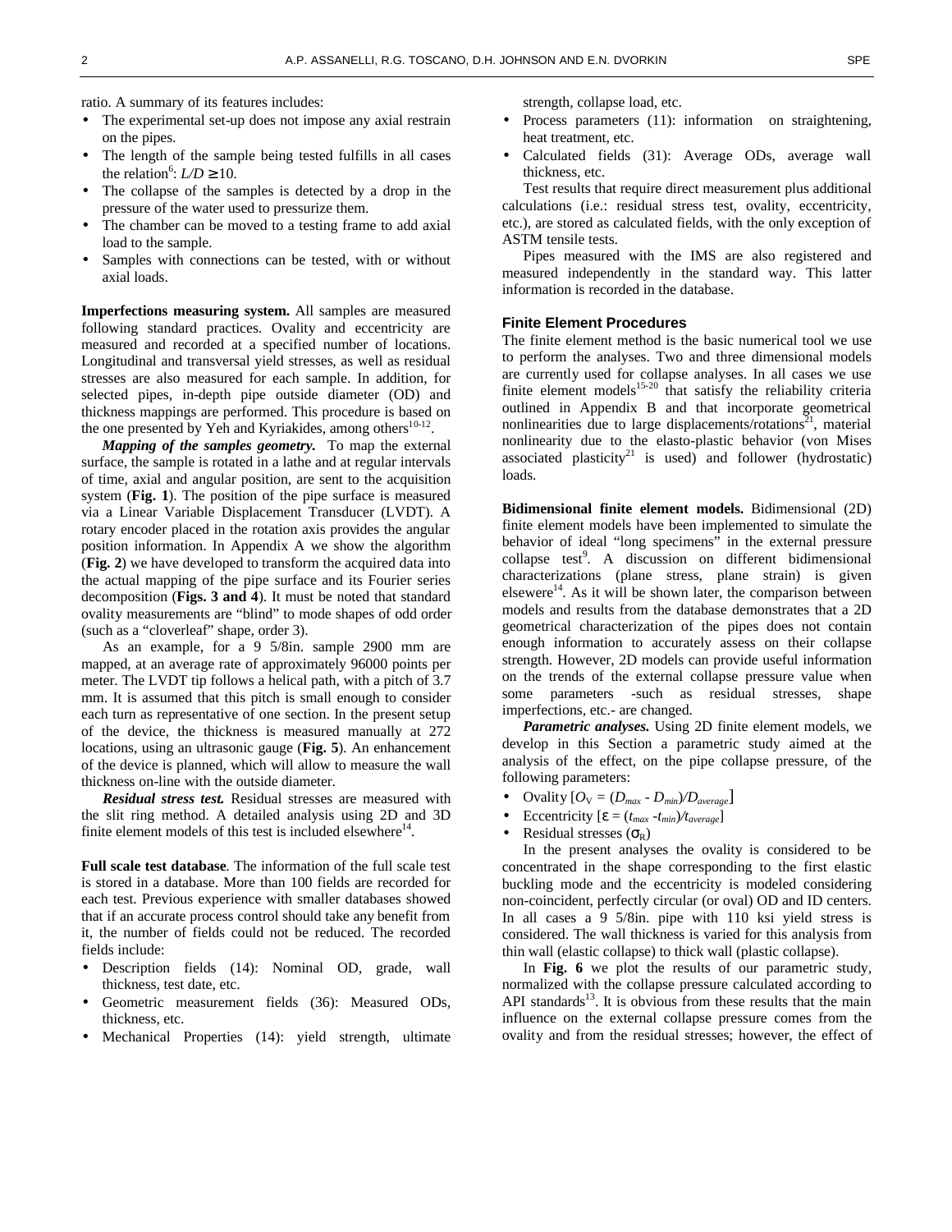ratio. A summary of its features includes:

- The experimental set-up does not impose any axial restrain on the pipes.
- The length of the sample being tested fulfills in all cases the relation[6]: $L/D \geq 10$.
- The collapse of the samples is detected by a drop in the pressure of the water used to pressurize them.
- The chamber can be moved to a testing frame to add axial load to the sample.
- Samples with connections can be tested, with or without axial loads.

**Imperfections measuring system.** All samples are measured following standard practices. Ovality and eccentricity are measured and recorded at a specified number of locations. Longitudinal and transversal yield stresses, as well as residual stresses are also measured for each sample. In addition, for selected pipes, in-depth pipe outside diameter (OD) and thickness mappings are performed. This procedure is based on the one presented by Yeh and Kyriakides, among others[10-12].

***Mapping of the samples geometry.*** To map the external surface, the sample is rotated in a lathe and at regular intervals of time, axial and angular position, are sent to the acquisition system (**Fig. 1**). The position of the pipe surface is measured via a Linear Variable Displacement Transducer (LVDT). A rotary encoder placed in the rotation axis provides the angular position information. In Appendix A we show the algorithm (**Fig. 2**) we have developed to transform the acquired data into the actual mapping of the pipe surface and its Fourier series decomposition (**Figs. 3 and 4**). It must be noted that standard ovality measurements are "blind" to mode shapes of odd order (such as a "cloverleaf" shape, order 3).

As an example, for a 9 5/8in. sample 2900 mm are mapped, at an average rate of approximately 96000 points per meter. The LVDT tip follows a helical path, with a pitch of 3.7 mm. It is assumed that this pitch is small enough to consider each turn as representative of one section. In the present setup of the device, the thickness is measured manually at 272 locations, using an ultrasonic gauge (**Fig. 5**). An enhancement of the device is planned, which will allow to measure the wall thickness on-line with the outside diameter.

***Residual stress test.*** Residual stresses are measured with the slit ring method. A detailed analysis using 2D and 3D finite element models of this test is included elsewhere[14].

**Full scale test database**. The information of the full scale test is stored in a database. More than 100 fields are recorded for each test. Previous experience with smaller databases showed that if an accurate process control should take any benefit from it, the number of fields could not be reduced. The recorded fields include:

- Description fields (14): Nominal OD, grade, wall thickness, test date, etc.
- Geometric measurement fields (36): Measured ODs, thickness, etc.
- Mechanical Properties (14): yield strength, ultimate strength, collapse load, etc.
- Process parameters (11): information on straightening, heat treatment, etc.
- Calculated fields (31): Average ODs, average wall thickness, etc.

Test results that require direct measurement plus additional calculations (i.e.: residual stress test, ovality, eccentricity, etc.), are stored as calculated fields, with the only exception of ASTM tensile tests.

Pipes measured with the IMS are also registered and measured independently in the standard way. This latter information is recorded in the database.

## Finite Element Procedures

The finite element method is the basic numerical tool we use to perform the analyses. Two and three dimensional models are currently used for collapse analyses. In all cases we use finite element models[15-20] that satisfy the reliability criteria outlined in Appendix B and that incorporate geometrical nonlinearities due to large displacements/rotations[21], material nonlinearity due to the elasto-plastic behavior (von Mises associated plasticity[21] is used) and follower (hydrostatic) loads.

**Bidimensional finite element models.** Bidimensional (2D) finite element models have been implemented to simulate the behavior of ideal "long specimens" in the external pressure collapse test[9]. A discussion on different bidimensional characterizations (plane stress, plane strain) is given elsewere[14]. As it will be shown later, the comparison between models and results from the database demonstrates that a 2D geometrical characterization of the pipes does not contain enough information to accurately assess on their collapse strength. However, 2D models can provide useful information on the trends of the external collapse pressure value when some parameters -such as residual stresses, shape imperfections, etc.- are changed.

***Parametric analyses.*** Using 2D finite element models, we develop in this Section a parametric study aimed at the analysis of the effect, on the pipe collapse pressure, of the following parameters:

- Ovality [$O_V = (D_{max} - D_{min})/D_{average}$]
- Eccentricity [$\varepsilon = (t_{max} - t_{min})/t_{average}$]
- Residual stresses ($\sigma_R$)

In the present analyses the ovality is considered to be concentrated in the shape corresponding to the first elastic buckling mode and the eccentricity is modeled considering non-coincident, perfectly circular (or oval) OD and ID centers. In all cases a 9 5/8in. pipe with 110 ksi yield stress is considered. The wall thickness is varied for this analysis from thin wall (elastic collapse) to thick wall (plastic collapse).

In **Fig. 6** we plot the results of our parametric study, normalized with the collapse pressure calculated according to API standards[13]. It is obvious from these results that the main influence on the external collapse pressure comes from the ovality and from the residual stresses; however, the effect of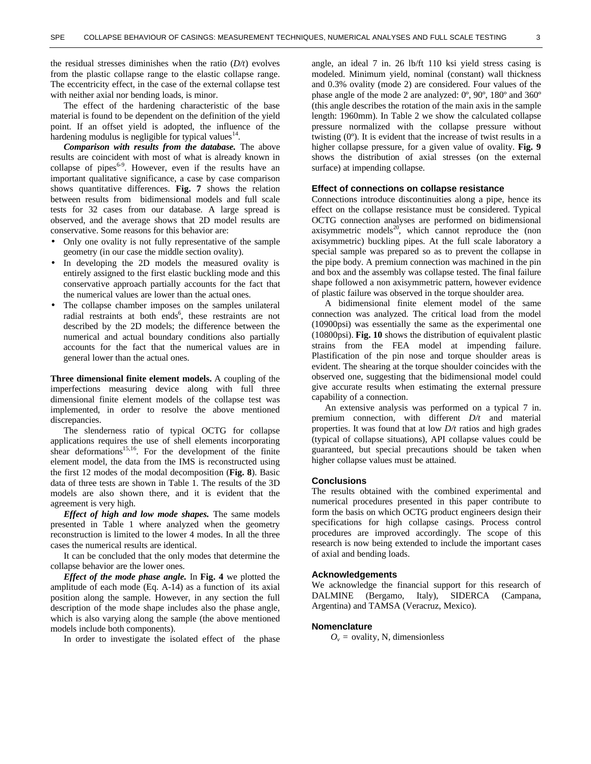the residual stresses diminishes when the ratio (*D/t*) evolves from the plastic collapse range to the elastic collapse range. The eccentricity effect, in the case of the external collapse test with neither axial nor bending loads, is minor.

The effect of the hardening characteristic of the base material is found to be dependent on the definition of the yield point. If an offset yield is adopted, the influence of the hardening modulus is negligible for typical values[14].

***Comparison with results from the database.*** The above results are coincident with most of what is already known in collapse of pipes[6-9]. However, even if the results have an important qualitative significance, a case by case comparison shows quantitative differences. **Fig. 7** shows the relation between results from bidimensional models and full scale tests for 32 cases from our database. A large spread is observed, and the average shows that 2D model results are conservative. Some reasons for this behavior are:

- Only one ovality is not fully representative of the sample geometry (in our case the middle section ovality).
- In developing the 2D models the measured ovality is entirely assigned to the first elastic buckling mode and this conservative approach partially accounts for the fact that the numerical values are lower than the actual ones.
- The collapse chamber imposes on the samples unilateral radial restraints at both ends[6], these restraints are not described by the 2D models; the difference between the numerical and actual boundary conditions also partially accounts for the fact that the numerical values are in general lower than the actual ones.

**Three dimensional finite element models.** A coupling of the imperfections measuring device along with full three dimensional finite element models of the collapse test was implemented, in order to resolve the above mentioned discrepancies.

The slenderness ratio of typical OCTG for collapse applications requires the use of shell elements incorporating shear deformations[15,16]. For the development of the finite element model, the data from the IMS is reconstructed using the first 12 modes of the modal decomposition (**Fig. 8**). Basic data of three tests are shown in Table 1. The results of the 3D models are also shown there, and it is evident that the agreement is very high.

***Effect of high and low mode shapes.*** The same models presented in Table 1 where analyzed when the geometry reconstruction is limited to the lower 4 modes. In all the three cases the numerical results are identical.

It can be concluded that the only modes that determine the collapse behavior are the lower ones.

***Effect of the mode phase angle.*** In **Fig. 4** we plotted the amplitude of each mode (Eq. A-14) as a function of its axial position along the sample. However, in any section the full description of the mode shape includes also the phase angle, which is also varying along the sample (the above mentioned models include both components).

In order to investigate the isolated effect of the phase angle, an ideal 7 in. 26 lb/ft 110 ksi yield stress casing is modeled. Minimum yield, nominal (constant) wall thickness and 0.3% ovality (mode 2) are considered. Four values of the phase angle of the mode 2 are analyzed: 0º, 90º, 180º and 360º (this angle describes the rotation of the main axis in the sample length: 1960mm). In Table 2 we show the calculated collapse pressure normalized with the collapse pressure without twisting (0º). It is evident that the increase of twist results in a higher collapse pressure, for a given value of ovality. **Fig. 9** shows the distribution of axial stresses (on the external surface) at impending collapse.

## Effect of connections on collapse resistance

Connections introduce discontinuities along a pipe, hence its effect on the collapse resistance must be considered. Typical OCTG connection analyses are performed on bidimensional axisymmetric models[20], which cannot reproduce the (non axisymmetric) buckling pipes. At the full scale laboratory a special sample was prepared so as to prevent the collapse in the pipe body. A premium connection was machined in the pin and box and the assembly was collapse tested. The final failure shape followed a non axisymmetric pattern, however evidence of plastic failure was observed in the torque shoulder area.

A bidimensional finite element model of the same connection was analyzed. The critical load from the model (10900psi) was essentially the same as the experimental one (10800psi). **Fig. 10** shows the distribution of equivalent plastic strains from the FEA model at impending failure. Plastification of the pin nose and torque shoulder areas is evident. The shearing at the torque shoulder coincides with the observed one, suggesting that the bidimensional model could give accurate results when estimating the external pressure capability of a connection.

An extensive analysis was performed on a typical 7 in. premium connection, with different *D/t* and material properties. It was found that at low *D/t* ratios and high grades (typical of collapse situations), API collapse values could be guaranteed, but special precautions should be taken when higher collapse values must be attained.

## Conclusions

The results obtained with the combined experimental and numerical procedures presented in this paper contribute to form the basis on which OCTG product engineers design their specifications for high collapse casings. Process control procedures are improved accordingly. The scope of this research is now being extended to include the important cases of axial and bending loads.

## Acknowledgements

We acknowledge the financial support for this research of DALMINE (Bergamo, Italy), SIDERCA (Campana, Argentina) and TAMSA (Veracruz, Mexico).

## Nomenclature

$O_v$ = ovality, N, dimensionless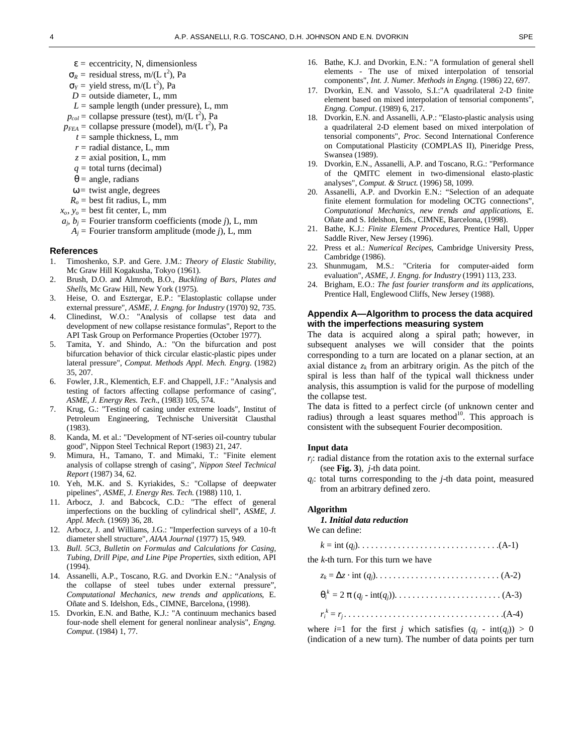$\varepsilon$ = eccentricity, N, dimensionless
$\sigma_R$ = residual stress, m/(L t$^2$), Pa
$\sigma_Y$ = yield stress, m/(L t$^2$), Pa
$D$ = outside diameter, L, mm
$L$ = sample length (under pressure), L, mm
$p_{col}$ = collapse pressure (test), m/(L t$^2$), Pa
$p_{FEA}$ = collapse pressure (model), m/(L t$^2$), Pa
$t$ = sample thickness, L, mm
$r$ = radial distance, L, mm
$z$ = axial position, L, mm
$q$ = total turns (decimal)
$\theta$ = angle, radians
$\omega$ = twist angle, degrees
$R_o$ = best fit radius, L, mm
$x_o$, $y_o$ = best fit center, L, mm
$a_j$, $b_j$ = Fourier transform coefficients (mode $j$), L, mm
$A_j$ = Fourier transform amplitude (mode $j$), L, mm

## References

1. Timoshenko, S.P. and Gere. J.M.: *Theory of Elastic Stability*, Mc Graw Hill Kogakusha, Tokyo (1961).
2. Brush, D.O. and Almroth, B.O., *Buckling of Bars, Plates and Shells*, Mc Graw Hill, New York (1975).
3. Heise, O. and Esztergar, E.P.: "Elastoplastic collapse under external pressure", *ASME, J. Engng. for Industry* (1970) 92, 735.
4. Clinedinst, W.O.: "Analysis of collapse test data and development of new collapse resistance formulas", Report to the API Task Group on Performance Properties (October 1977).
5. Tamita, Y. and Shindo, A.: "On the bifurcation and post bifurcation behavior of thick circular elastic-plastic pipes under lateral pressure", *Comput. Methods Appl. Mech. Engrg*. (1982) 35, 207.
6. Fowler, J.R., Klementich, E.F. and Chappell, J.F.: "Analysis and testing of factors affecting collapse performance of casing", *ASME, J. Energy Res. Tech*., (1983) 105, 574.
7. Krug, G.: "Testing of casing under extreme loads", Institut of Petroleum Engineering, Technische Universität Clausthal (1983).
8. Kanda, M. et al.: "Development of NT-series oil-country tubular good", Nippon Steel Technical Report (1983) 21, 247.
9. Mimura, H., Tamano, T. and Mimaki, T.: "Finite element analysis of collapse strengh of casing", *Nippon Steel Technical Report* (1987) 34, 62.
10. Yeh, M.K. and S. Kyriakides, S.: "Collapse of deepwater pipelines", *ASME, J. Energy Res. Tech.* (1988) 110, 1.
11. Arbocz, J. and Babcock, C.D.: "The effect of general imperfections on the buckling of cylindrical shell", *ASME, J. Appl. Mech.* (1969) 36, 28.
12. Arbocz, J. and Williams, J.G.: "Imperfection surveys of a 10-ft diameter shell structure", *AIAA Journal* (1977) 15, 949.
13. *Bull. 5C3, Bulletin on Formulas and Calculations for Casing, Tubing, Drill Pipe, and Line Pipe Properties*, sixth edition, API (1994).
14. Assanelli, A.P., Toscano, R.G. and Dvorkin E.N.: "Analysis of the collapse of steel tubes under external pressure", *Computational Mechanics, new trends and applications*, E. Oñate and S. Idelshon, Eds., CIMNE, Barcelona, (1998).
15. Dvorkin, E.N. and Bathe, K.J.: "A continuum mechanics based four-node shell element for general nonlinear analysis", *Engng. Comput*. (1984) 1, 77.
16. Bathe, K.J. and Dvorkin, E.N.: "A formulation of general shell elements - The use of mixed interpolation of tensorial components", *Int. J. Numer. Methods in Engng.* (1986) 22, 697.
17. Dvorkin, E.N. and Vassolo, S.I.:"A quadrilateral 2-D finite element based on mixed interpolation of tensorial components", *Engng. Comput*. (1989) 6, 217.
18. Dvorkin, E.N. and Assanelli, A.P.: "Elasto-plastic analysis using a quadrilateral 2-D element based on mixed interpolation of tensorial components", *Proc.* Second International Conference on Computational Plasticity (COMPLAS II), Pineridge Press, Swansea (1989).
19. Dvorkin, E.N., Assanelli, A.P. and Toscano, R.G.: "Performance of the QMITC element in two-dimensional elasto-plastic analyses", *Comput. & Struct.* (1996) 58, 1099.
20. Assanelli, A.P. and Dvorkin E.N.: "Selection of an adequate finite element formulation for modeling OCTG connections", *Computational Mechanics, new trends and applications*, E. Oñate and S. Idelshon, Eds., CIMNE, Barcelona, (1998).
21. Bathe, K.J.: *Finite Element Procedures*, Prentice Hall, Upper Saddle River, New Jersey (1996).
22. Press et al.: *Numerical Recipes*, Cambridge University Press, Cambridge (1986).
23. Shunmugam, M.S.: "Criteria for computer-aided form evaluation", *ASME, J. Engng. for Industry* (1991) 113, 233.
24. Brigham, E.O.: *The fast fourier transform and its applications*, Prentice Hall, Englewood Cliffs, New Jersey (1988).

## Appendix A—Algorithm to process the data acquired with the imperfections measuring system

The data is acquired along a spiral path; however, in subsequent analyses we will consider that the points corresponding to a turn are located on a planar section, at an axial distance $z_k$ from an arbitrary origin. As the pitch of the spiral is less than half of the typical wall thickness under analysis, this assumption is valid for the purpose of modelling the collapse test.

The data is fitted to a perfect circle (of unknown center and radius) through a least squares method[10]. This approach is consistent with the subsequent Fourier decomposition.

**Input data**

$r_j$: radial distance from the rotation axis to the external surface (see **Fig. 3**), $j$-th data point.

$q_j$: total turns corresponding to the $j$-th data point, measured from an arbitrary defined zero.

**Algorithm**

***1. Initial data reduction***

We can define:

$$k = \text{int}(q_j) \quad \text{(A-1)}$$

the $k$-th turn. For this turn we have

$$z_k = \Delta z \cdot \text{int}(q_j) \quad \text{(A-2)}$$

$$\theta_i^k = 2\,\pi\,(q_j - \text{int}(q_j)) \quad \text{(A-3)}$$

$$r_i^k = r_j \quad \text{(A-4)}$$

where $i$=1 for the first $j$ which satisfies $(q_j - \text{int}(q_j)) > 0$ (indication of a new turn). The number of data points per turn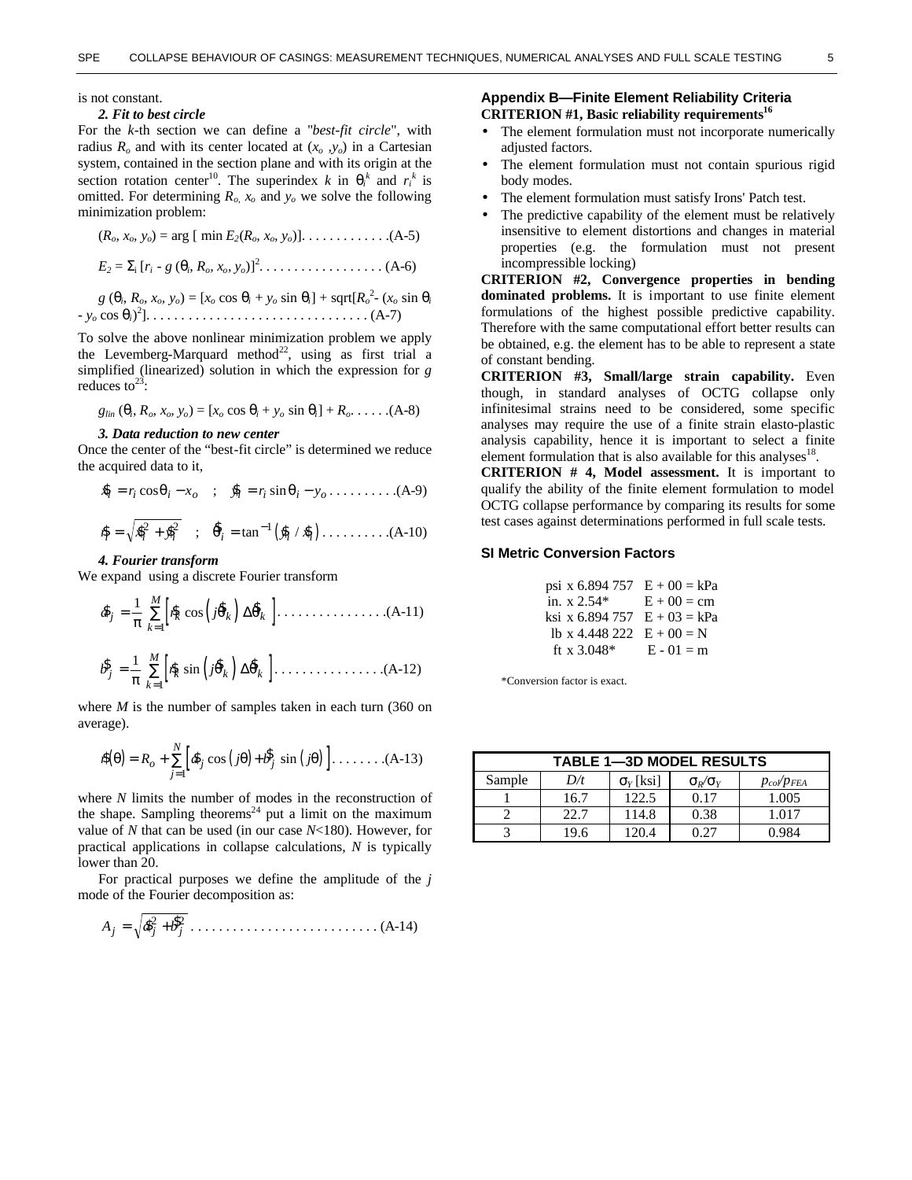is not constant.

***2. Fit to best circle***

For the $k$-th section we can define a "*best-fit circle*", with radius $R_o$ and with its center located at ($x_o$ ,$y_o$) in a Cartesian system, contained in the section plane and with its origin at the section rotation center[10]. The superindex $k$ in $\theta_i^k$ and $r_i^k$ is omitted. For determining $R_o$, $x_o$ and $y_o$ we solve the following minimization problem:

$$(R_o, x_o, y_o) = \arg [\min E_2(R_o, x_o, y_o)] \quad \text{(A-5)}$$

$$E_2 = \Sigma_i [r_i - g(\theta_i, R_o, x_o, y_o)]^2 \quad \text{(A-6)}$$

$$g(\theta_i, R_o, x_o, y_o) = [x_o \cos\theta_i + y_o \sin\theta_i] + \text{sqrt}[R_o^2 - (x_o \sin\theta_i - y_o \cos\theta_i)^2] \quad \text{(A-7)}$$

To solve the above nonlinear minimization problem we apply the Levenberg-Marquard method[22], using as first trial a simplified (linearized) solution in which the expression for $g$ reduces to[23]:

$$g_{lin}(\theta_i, R_o, x_o, y_o) = [x_o \cos\theta_i + y_o \sin\theta_i] + R_o \quad \text{(A-8)}$$

***3. Data reduction to new center***

Once the center of the "best-fit circle" is determined we reduce the acquired data to it,

$$\hat{x}_i = r_i \cos\theta_i - x_o \quad ; \quad \hat{y}_i = r_i \sin\theta_i - y_o \quad \text{(A-9)}$$

$$\hat{r}_i = \sqrt{\hat{x}_i^2 + \hat{y}_i^2} \quad ; \quad \hat{\theta}_i = \tan^{-1}\left(\hat{y}_i / \hat{x}_i\right) \quad \text{(A-10)}$$

***4. Fourier transform***

We expand using a discrete Fourier transform

$$\hat{a}_j = \frac{1}{\pi} \sum_{k=1}^{M} \left[ \hat{r}_k \cos\left(j\hat{\theta}_k\right) \Delta\hat{\theta}_k \right] \quad \text{(A-11)}$$

$$\hat{b}_j = \frac{1}{\pi} \sum_{k=1}^{M} \left[ \hat{r}_k \sin\left(j\hat{\theta}_k\right) \Delta\hat{\theta}_k \right] \quad \text{(A-12)}$$

where $M$ is the number of samples taken in each turn (360 on average).

$$\hat{r}(\theta) = R_o + \sum_{j=1}^{N} \left[ \hat{a}_j \cos(j\theta) + \hat{b}_j \sin(j\theta) \right] \quad \text{(A-13)}$$

where $N$ limits the number of modes in the reconstruction of the shape. Sampling theorems[24] put a limit on the maximum value of $N$ that can be used (in our case $N$<180). However, for practical applications in collapse calculations, $N$ is typically lower than 20.

For practical purposes we define the amplitude of the $j$ mode of the Fourier decomposition as:

$$A_j = \sqrt{\hat{a}_j^2 + \hat{b}_j^2} \quad \text{(A-14)}$$

## Appendix B—Finite Element Reliability Criteria

**CRITERION #1, Basic reliability requirements[16]**

- The element formulation must not incorporate numerically adjusted factors.
- The element formulation must not contain spurious rigid body modes.
- The element formulation must satisfy Irons' Patch test.
- The predictive capability of the element must be relatively insensitive to element distortions and changes in material properties (e.g. the formulation must not present incompressible locking)

**CRITERION #2, Convergence properties in bending dominated problems.** It is important to use finite element formulations of the highest possible predictive capability. Therefore with the same computational effort better results can be obtained, e.g. the element has to be able to represent a state of constant bending.

**CRITERION #3, Small/large strain capability.** Even though, in standard analyses of OCTG collapse only infinitesimal strains need to be considered, some specific analyses may require the use of a finite strain elasto-plastic analysis capability, hence it is important to select a finite element formulation that is also available for this analyses[18].

**CRITERION # 4, Model assessment.** It is important to qualify the ability of the finite element formulation to model OCTG collapse performance by comparing its results for some test cases against determinations performed in full scale tests.

## SI Metric Conversion Factors

| | | |
|---|---|---|
| psi | x 6.894 757 | E + 00 = kPa |
| in. | x 2.54* | E + 00 = cm |
| ksi | x 6.894 757 | E + 03 = kPa |
| lb | x 4.448 222 | E + 00 = N |
| ft | x 3.048* | E - 01 = m |

*Conversion factor is exact.

**TABLE 1—3D MODEL RESULTS**

| Sample | $D/t$ | $\sigma_Y$ [ksi] | $\sigma_R/\sigma_Y$ | $p_{co}/p_{FEA}$ |
|---|---|---|---|---|
| 1 | 16.7 | 122.5 | 0.17 | 1.005 |
| 2 | 22.7 | 114.8 | 0.38 | 1.017 |
| 3 | 19.6 | 120.4 | 0.27 | 0.984 |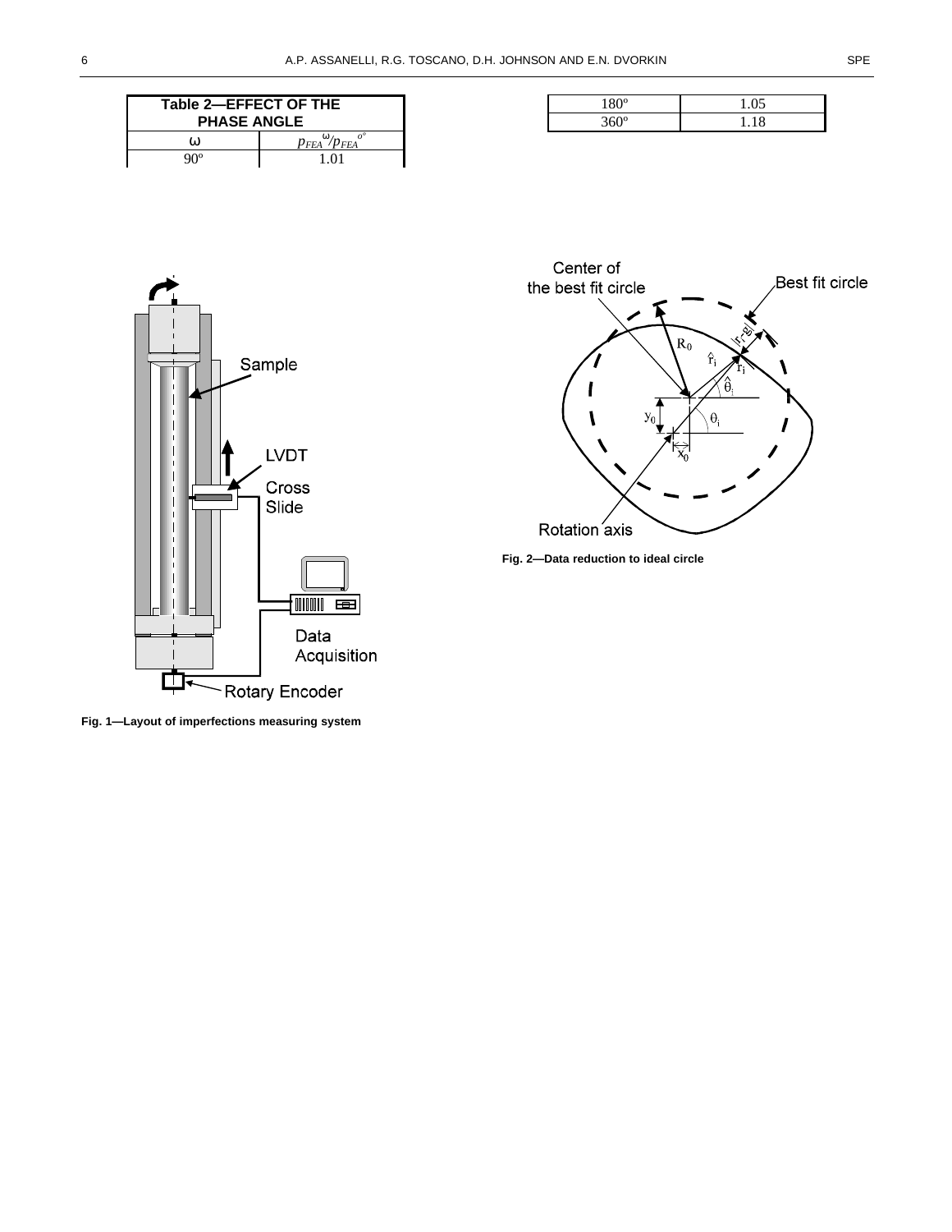**Table 2—EFFECT OF THE PHASE ANGLE**

| ω | $p_{FEA}^{\omega}/p_{FEA}^{o^{\circ}}$ |
|---|---|
| 90º | 1.01 |
| 180º | 1.05 |
| 360º | 1.18 |

Fig. 1—Layout of imperfections measuring system

Fig. 2—Data reduction to ideal circle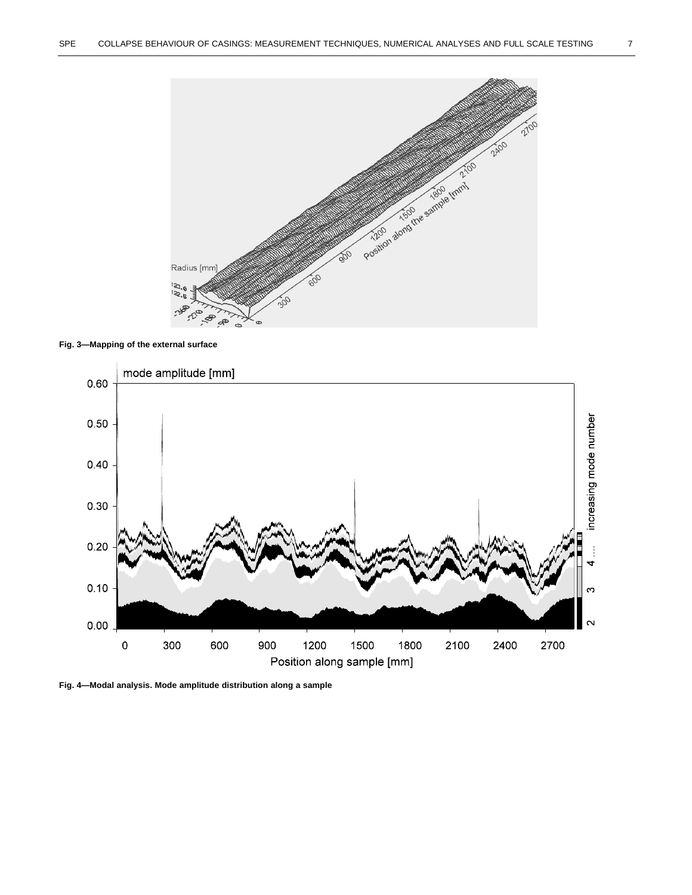Fig. 3—Mapping of the external surface

Fig. 4—Modal analysis. Mode amplitude distribution along a sample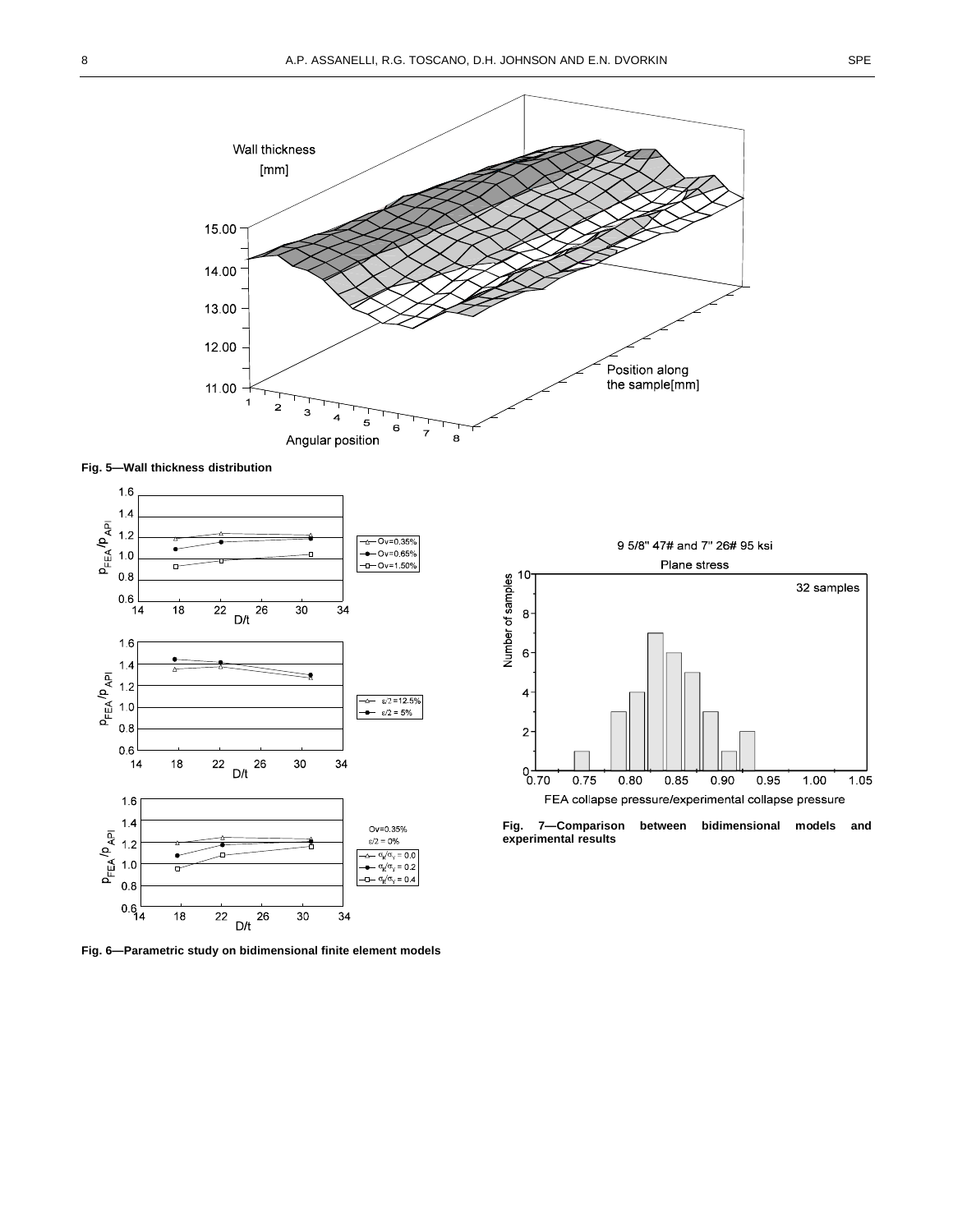**Fig. 5—Wall thickness distribution**

**Fig. 6—Parametric study on bidimensional finite element models**

**Fig. 7—Comparison between bidimensional models and experimental results**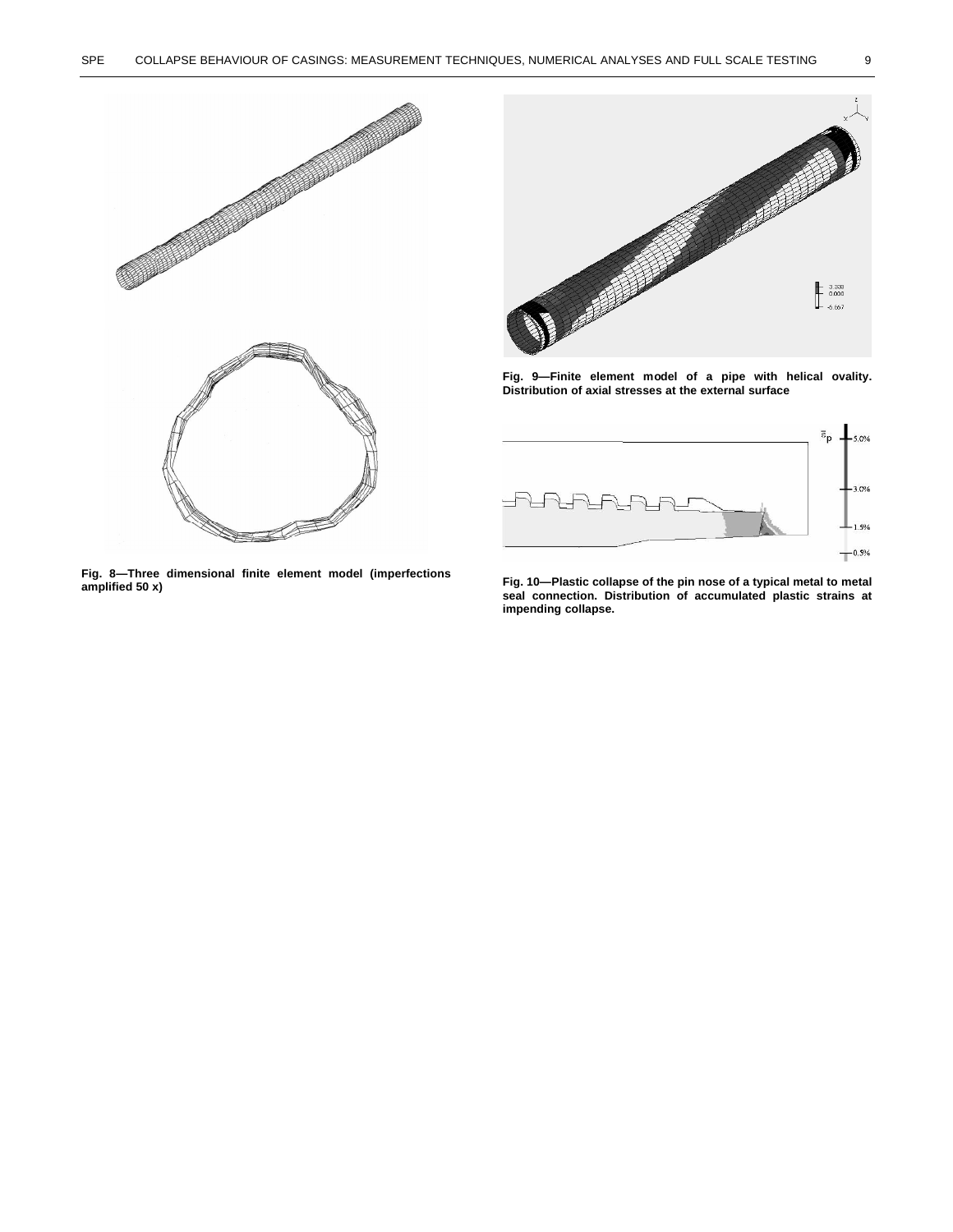Fig. 8—Three dimensional finite element model (imperfections amplified 50 x)

3.338
0.000
-5.667

Fig. 9—Finite element model of a pipe with helical ovality. Distribution of axial stresses at the external surface

5.0%
3.0%
1.5%
0.5%

Fig. 10—Plastic collapse of the pin nose of a typical metal to metal seal connection. Distribution of accumulated plastic strains at impending collapse.